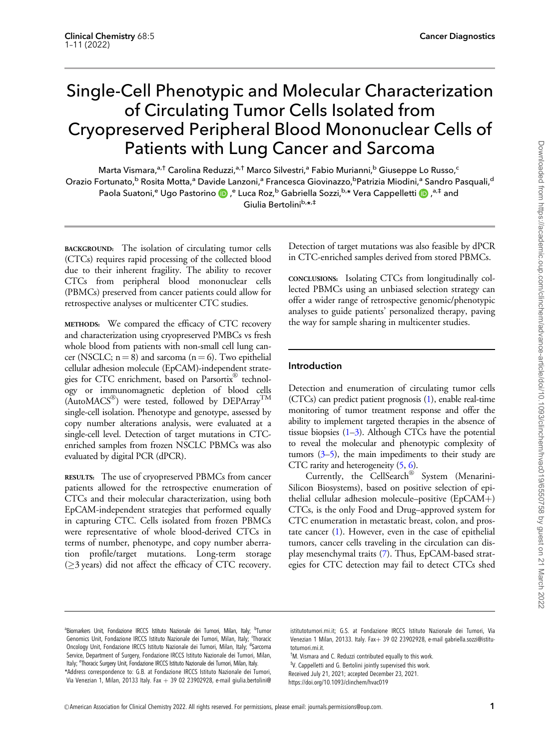# Single-Cell Phenotypic and Molecular Characterization of Circulating Tumor Cells Isolated from Cryopreserved Peripheral Blood Mononuclear Cells of Patients with Lung Cancer and Sarcoma

Marta Vismara,[a,†] Carolina Reduzzi,[a,†] Marco Silvestri,[a] Fabio Murianni,[b] Giuseppe Lo Russo,[c] Orazio Fortunato,[b] Rosita Motta,[a] Davide Lanzoni,[a] Francesca Giovinazzo,[b] Patrizia Miodini,[a] Sandro Pasquali,[d] Paola Suatoni,[e] Ugo Pastorino,[e] Luca Roz,[b] Gabriella Sozzi,[b,*] Vera Cappelletti,[a,‡] and Giulia Bertolini[b,*,‡]

**BACKGROUND:** The isolation of circulating tumor cells (CTCs) requires rapid processing of the collected blood due to their inherent fragility. The ability to recover CTCs from peripheral blood mononuclear cells (PBMCs) preserved from cancer patients could allow for retrospective analyses or multicenter CTC studies.

**METHODS:** We compared the efficacy of CTC recovery and characterization using cryopreserved PMBCs vs fresh whole blood from patients with non-small cell lung cancer (NSCLC; n = 8) and sarcoma (n = 6). Two epithelial cellular adhesion molecule (EpCAM)-independent strategies for CTC enrichment, based on Parsortix® technology or immunomagnetic depletion of blood cells (AutoMACS®) were tested, followed by DEPArray™ single-cell isolation. Phenotype and genotype, assessed by copy number alterations analysis, were evaluated at a single-cell level. Detection of target mutations in CTC-enriched samples from frozen NSCLC PBMCs was also evaluated by digital PCR (dPCR).

**RESULTS:** The use of cryopreserved PBMCs from cancer patients allowed for the retrospective enumeration of CTCs and their molecular characterization, using both EpCAM-independent strategies that performed equally in capturing CTC. Cells isolated from frozen PBMCs were representative of whole blood-derived CTCs in terms of number, phenotype, and copy number aberration profile/target mutations. Long-term storage (≥3 years) did not affect the efficacy of CTC recovery. Detection of target mutations was also feasible by dPCR in CTC-enriched samples derived from stored PBMCs.

**CONCLUSIONS:** Isolating CTCs from longitudinally collected PBMCs using an unbiased selection strategy can offer a wider range of retrospective genomic/phenotypic analyses to guide patients' personalized therapy, paving the way for sample sharing in multicenter studies.

## Introduction

Detection and enumeration of circulating tumor cells (CTCs) can predict patient prognosis (1), enable real-time monitoring of tumor treatment response and offer the ability to implement targeted therapies in the absence of tissue biopsies (1–3). Although CTCs have the potential to reveal the molecular and phenotypic complexity of tumors (3–5), the main impediments to their study are CTC rarity and heterogeneity (5, 6).

Currently, the CellSearch® System (Menarini-Silicon Biosystems), based on positive selection of epithelial cellular adhesion molecule–positive (EpCAM+) CTCs, is the only Food and Drug–approved system for CTC enumeration in metastatic breast, colon, and prostate cancer (1). However, even in the case of epithelial tumors, cancer cells traveling in the circulation can display mesenchymal traits (7). Thus, EpCAM-based strategies for CTC detection may fail to detect CTCs shed

---

[a]Biomarkers Unit, Fondazione IRCCS Istituto Nazionale dei Tumori, Milan, Italy; [b]Tumor Genomics Unit, Fondazione IRCCS Istituto Nazionale dei Tumori, Milan, Italy; [c]Thoracic Oncology Unit, Fondazione IRCCS Istituto Nazionale dei Tumori, Milan, Italy; [d]Sarcoma Service, Department of Surgery, Fondazione IRCCS Istituto Nazionale dei Tumori, Milan, Italy; [e]Thoracic Surgery Unit, Fondazione IRCCS Istituto Nazionale dei Tumori, Milan, Italy.

*Address correspondence to: G.B. at Fondazione IRCCS Istituto Nazionale dei Tumori, Via Venezian 1, Milan, 20133 Italy. Fax + 39 02 23902928, e-mail giulia.bertolini@istitutotumori.mi.it; G.S. at Fondazione IRCCS Istituto Nazionale dei Tumori, Via Venezian 1 Milan, 20133. Italy. Fax+ 39 02 23902928, e-mail gabriella.sozzi@istitutotumori.mi.it.

[†]M. Vismara and C. Reduzzi contributed equally to this work.

[‡]V. Cappelletti and G. Bertolini jointly supervised this work.

Received July 21, 2021; accepted December 23, 2021.

https://doi.org/10.1093/clinchem/hvac019

© American Association for Clinical Chemistry 2022. All rights reserved. For permissions, please email: journals.permissions@oup.com.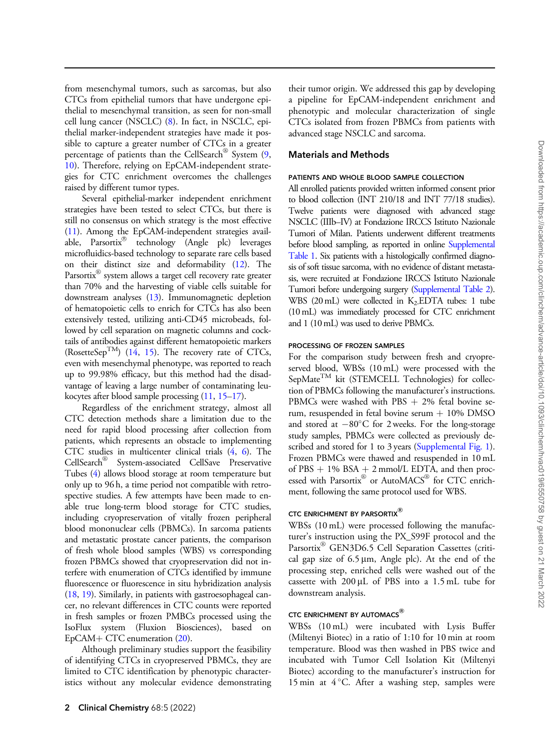from mesenchymal tumors, such as sarcomas, but also CTCs from epithelial tumors that have undergone epithelial to mesenchymal transition, as seen for non-small cell lung cancer (NSCLC) (8). In fact, in NSCLC, epithelial marker-independent strategies have made it possible to capture a greater number of CTCs in a greater percentage of patients than the CellSearch® System (9, 10). Therefore, relying on EpCAM-independent strategies for CTC enrichment overcomes the challenges raised by different tumor types.

Several epithelial-marker independent enrichment strategies have been tested to select CTCs, but there is still no consensus on which strategy is the most effective (11). Among the EpCAM-independent strategies available, Parsortix® technology (Angle plc) leverages microfluidics-based technology to separate rare cells based on their distinct size and deformability (12). The Parsortix® system allows a target cell recovery rate greater than 70% and the harvesting of viable cells suitable for downstream analyses (13). Immunomagnetic depletion of hematopoietic cells to enrich for CTCs has also been extensively tested, utilizing anti-CD45 microbeads, followed by cell separation on magnetic columns and cocktails of antibodies against different hematopoietic markers (RosetteSep™) (14, 15). The recovery rate of CTCs, even with mesenchymal phenotype, was reported to reach up to 99.98% efficacy, but this method had the disadvantage of leaving a large number of contaminating leukocytes after blood sample processing (11, 15–17).

Regardless of the enrichment strategy, almost all CTC detection methods share a limitation due to the need for rapid blood processing after collection from patients, which represents an obstacle to implementing CTC studies in multicenter clinical trials (4, 6). The CellSearch® System-associated CellSave Preservative Tubes (4) allows blood storage at room temperature but only up to 96 h, a time period not compatible with retrospective studies. A few attempts have been made to enable true long-term blood storage for CTC studies, including cryopreservation of vitally frozen peripheral blood mononuclear cells (PBMCs). In sarcoma patients and metastatic prostate cancer patients, the comparison of fresh whole blood samples (WBS) vs corresponding frozen PBMCs showed that cryopreservation did not interfere with enumeration of CTCs identified by immune fluorescence or fluorescence in situ hybridization analysis (18, 19). Similarly, in patients with gastroesophageal cancer, no relevant differences in CTC counts were reported in fresh samples or frozen PMBCs processed using the IsoFlux system (Fluxion Biosciences), based on EpCAM+ CTC enumeration (20).

Although preliminary studies support the feasibility of identifying CTCs in cryopreserved PBMCs, they are limited to CTC identification by phenotypic characteristics without any molecular evidence demonstrating their tumor origin. We addressed this gap by developing a pipeline for EpCAM-independent enrichment and phenotypic and molecular characterization of single CTCs isolated from frozen PBMCs from patients with advanced stage NSCLC and sarcoma.

## Materials and Methods

### PATIENTS AND WHOLE BLOOD SAMPLE COLLECTION

All enrolled patients provided written informed consent prior to blood collection (INT 210/18 and INT 77/18 studies). Twelve patients were diagnosed with advanced stage NSCLC (IIIb–IV) at Fondazione IRCCS Istituto Nazionale Tumori of Milan. Patients underwent different treatments before blood sampling, as reported in online Supplemental Table 1. Six patients with a histologically confirmed diagnosis of soft tissue sarcoma, with no evidence of distant metastasis, were recruited at Fondazione IRCCS Istituto Nazionale Tumori before undergoing surgery (Supplemental Table 2). WBS (20 mL) were collected in $K_2EDTA$ tubes: 1 tube (10 mL) was immediately processed for CTC enrichment and 1 (10 mL) was used to derive PBMCs.

### PROCESSING OF FROZEN SAMPLES

For the comparison study between fresh and cryopreserved blood, WBSs (10 mL) were processed with the SepMate™ kit (STEMCELL Technologies) for collection of PBMCs following the manufacturer's instructions. PBMCs were washed with PBS + 2% fetal bovine serum, resuspended in fetal bovine serum + 10% DMSO and stored at −80°C for 2 weeks. For the long-storage study samples, PBMCs were collected as previously described and stored for 1 to 3 years (Supplemental Fig. 1). Frozen PBMCs were thawed and resuspended in 10 mL of PBS + 1% BSA + 2 mmol/L EDTA, and then processed with Parsortix® or AutoMACS® for CTC enrichment, following the same protocol used for WBS.

### CTC ENRICHMENT BY PARSORTIX®

WBSs (10 mL) were processed following the manufacturer's instruction using the PX_S99F protocol and the Parsortix® GEN3D6.5 Cell Separation Cassettes (critical gap size of 6.5 µm, Angle plc). At the end of the processing step, enriched cells were washed out of the cassette with 200 µL of PBS into a 1.5 mL tube for downstream analysis.

### CTC ENRICHMENT BY AUTOMACS®

WBSs (10 mL) were incubated with Lysis Buffer (Miltenyi Biotec) in a ratio of 1:10 for 10 min at room temperature. Blood was then washed in PBS twice and incubated with Tumor Cell Isolation Kit (Miltenyi Biotec) according to the manufacturer's instruction for 15 min at 4 °C. After a washing step, samples were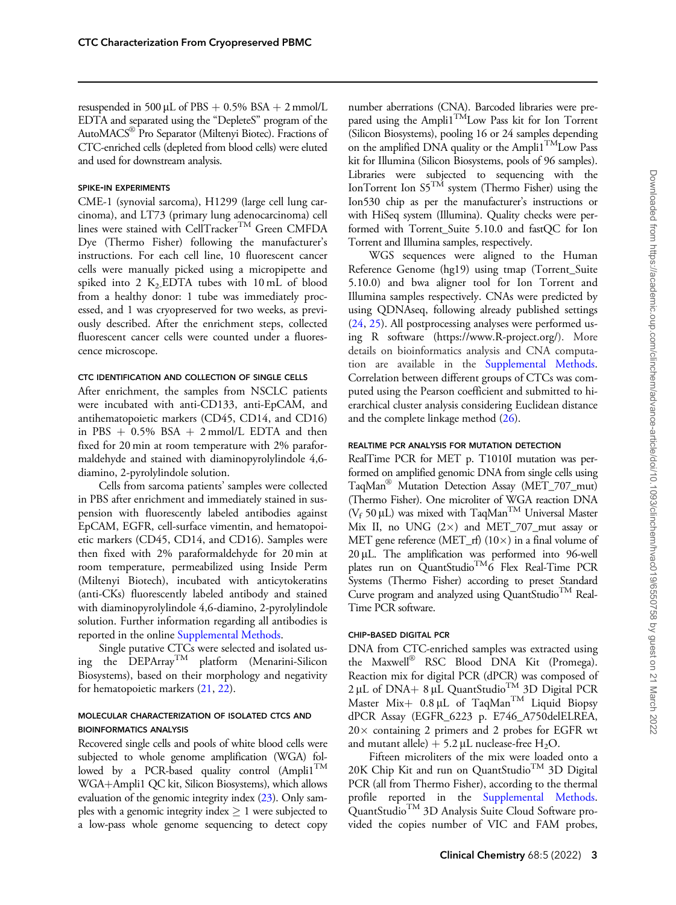resuspended in 500 µL of PBS + 0.5% BSA + 2 mmol/L EDTA and separated using the "DepleteS" program of the AutoMACS® Pro Separator (Miltenyi Biotec). Fractions of CTC-enriched cells (depleted from blood cells) were eluted and used for downstream analysis.

### SPIKE-IN EXPERIMENTS

CME-1 (synovial sarcoma), H1299 (large cell lung carcinoma), and LT73 (primary lung adenocarcinoma) cell lines were stained with CellTracker™ Green CMFDA Dye (Thermo Fisher) following the manufacturer's instructions. For each cell line, 10 fluorescent cancer cells were manually picked using a micropipette and spiked into 2 $K_2$EDTA tubes with 10 mL of blood from a healthy donor: 1 tube was immediately processed, and 1 was cryopreserved for two weeks, as previously described. After the enrichment steps, collected fluorescent cancer cells were counted under a fluorescence microscope.

### CTC IDENTIFICATION AND COLLECTION OF SINGLE CELLS

After enrichment, the samples from NSCLC patients were incubated with anti-CD133, anti-EpCAM, and antihematopoietic markers (CD45, CD14, and CD16) in PBS + 0.5% BSA + 2 mmol/L EDTA and then fixed for 20 min at room temperature with 2% paraformaldehyde and stained with diaminopyrolylindole 4,6-diamino, 2-pyrolylindole solution.

Cells from sarcoma patients' samples were collected in PBS after enrichment and immediately stained in suspension with fluorescently labeled antibodies against EpCAM, EGFR, cell-surface vimentin, and hematopoietic markers (CD45, CD14, and CD16). Samples were then fixed with 2% paraformaldehyde for 20 min at room temperature, permeabilized using Inside Perm (Miltenyi Biotech), incubated with anticytokeratins (anti-CKs) fluorescently labeled antibody and stained with diaminopyrolylindole 4,6-diamino, 2-pyrolylindole solution. Further information regarding all antibodies is reported in the online Supplemental Methods.

Single putative CTCs were selected and isolated using the DEPArray™ platform (Menarini-Silicon Biosystems), based on their morphology and negativity for hematopoietic markers (21, 22).

### MOLECULAR CHARACTERIZATION OF ISOLATED CTCS AND BIOINFORMATICS ANALYSIS

Recovered single cells and pools of white blood cells were subjected to whole genome amplification (WGA) followed by a PCR-based quality control (Ampli1™ WGA+Ampli1 QC kit, Silicon Biosystems), which allows evaluation of the genomic integrity index (23). Only samples with a genomic integrity index $\geq 1$ were subjected to a low-pass whole genome sequencing to detect copy number aberrations (CNA). Barcoded libraries were prepared using the Ampli1™Low Pass kit for Ion Torrent (Silicon Biosystems), pooling 16 or 24 samples depending on the amplified DNA quality or the Ampli1™Low Pass kit for Illumina (Silicon Biosystems, pools of 96 samples). Libraries were subjected to sequencing with the IonTorrent Ion S5™ system (Thermo Fisher) using the Ion530 chip as per the manufacturer's instructions or with HiSeq system (Illumina). Quality checks were performed with Torrent_Suite 5.10.0 and fastQC for Ion Torrent and Illumina samples, respectively.

WGS sequences were aligned to the Human Reference Genome (hg19) using tmap (Torrent_Suite 5.10.0) and bwa aligner tool for Ion Torrent and Illumina samples respectively. CNAs were predicted by using QDNAseq, following already published settings (24, 25). All postprocessing analyses were performed using R software (https://www.R-project.org/). More details on bioinformatics analysis and CNA computation are available in the Supplemental Methods. Correlation between different groups of CTCs was computed using the Pearson coefficient and submitted to hierarchical cluster analysis considering Euclidean distance and the complete linkage method (26).

### REALTIME PCR ANALYSIS FOR MUTATION DETECTION

RealTime PCR for MET p. T1010I mutation was performed on amplified genomic DNA from single cells using TaqMan® Mutation Detection Assay (MET_707_mut) (Thermo Fisher). One microliter of WGA reaction DNA ($V_f$ 50 µL) was mixed with TaqMan™ Universal Master Mix II, no UNG (2×) and MET_707_mut assay or MET gene reference (MET_rf) (10×) in a final volume of 20 µL. The amplification was performed into 96-well plates run on QuantStudio™6 Flex Real-Time PCR Systems (Thermo Fisher) according to preset Standard Curve program and analyzed using QuantStudio™ Real-Time PCR software.

### CHIP-BASED DIGITAL PCR

DNA from CTC-enriched samples was extracted using the Maxwell® RSC Blood DNA Kit (Promega). Reaction mix for digital PCR (dPCR) was composed of 2 µL of DNA+ 8 µL QuantStudio™ 3D Digital PCR Master Mix+ 0.8 µL of TaqMan™ Liquid Biopsy dPCR Assay (EGFR_6223 p. E746_A750delELREA, 20× containing 2 primers and 2 probes for EGFR wt and mutant allele) + 5.2 µL nuclease-free $H_2O$.

Fifteen microliters of the mix were loaded onto a 20K Chip Kit and run on QuantStudio™ 3D Digital PCR (all from Thermo Fisher), according to the thermal profile reported in the Supplemental Methods. QuantStudio™ 3D Analysis Suite Cloud Software provided the copies number of VIC and FAM probes,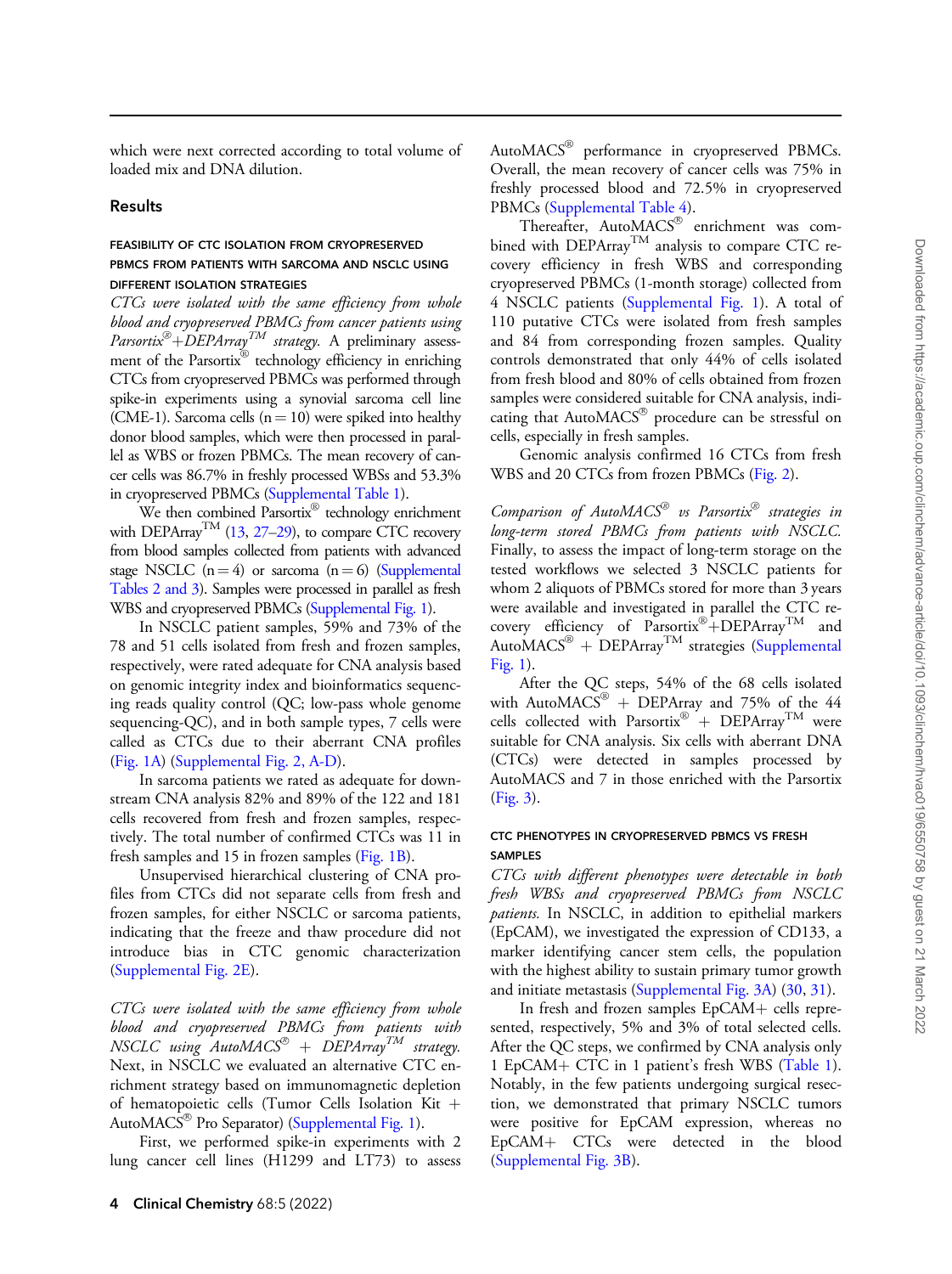which were next corrected according to total volume of loaded mix and DNA dilution.

## Results

### FEASIBILITY OF CTC ISOLATION FROM CRYOPRESERVED PBMCS FROM PATIENTS WITH SARCOMA AND NSCLC USING DIFFERENT ISOLATION STRATEGIES

*CTCs were isolated with the same efficiency from whole blood and cryopreserved PBMCs from cancer patients using Parsortix®+DEPArray™ strategy.* A preliminary assessment of the Parsortix® technology efficiency in enriching CTCs from cryopreserved PBMCs was performed through spike-in experiments using a synovial sarcoma cell line (CME-1). Sarcoma cells ($n = 10$) were spiked into healthy donor blood samples, which were then processed in parallel as WBS or frozen PBMCs. The mean recovery of cancer cells was 86.7% in freshly processed WBSs and 53.3% in cryopreserved PBMCs (Supplemental Table 1).

We then combined Parsortix® technology enrichment with DEPArray™ (13, 27–29), to compare CTC recovery from blood samples collected from patients with advanced stage NSCLC ($n = 4$) or sarcoma ($n = 6$) (Supplemental Tables 2 and 3). Samples were processed in parallel as fresh WBS and cryopreserved PBMCs (Supplemental Fig. 1).

In NSCLC patient samples, 59% and 73% of the 78 and 51 cells isolated from fresh and frozen samples, respectively, were rated adequate for CNA analysis based on genomic integrity index and bioinformatics sequencing reads quality control (QC; low-pass whole genome sequencing-QC), and in both sample types, 7 cells were called as CTCs due to their aberrant CNA profiles (Fig. 1A) (Supplemental Fig. 2, A-D).

In sarcoma patients we rated as adequate for downstream CNA analysis 82% and 89% of the 122 and 181 cells recovered from fresh and frozen samples, respectively. The total number of confirmed CTCs was 11 in fresh samples and 15 in frozen samples (Fig. 1B).

Unsupervised hierarchical clustering of CNA profiles from CTCs did not separate cells from fresh and frozen samples, for either NSCLC or sarcoma patients, indicating that the freeze and thaw procedure did not introduce bias in CTC genomic characterization (Supplemental Fig. 2E).

*CTCs were isolated with the same efficiency from whole blood and cryopreserved PBMCs from patients with NSCLC using AutoMACS® + DEPArray™ strategy.* Next, in NSCLC we evaluated an alternative CTC enrichment strategy based on immunomagnetic depletion of hematopoietic cells (Tumor Cells Isolation Kit + AutoMACS® Pro Separator) (Supplemental Fig. 1).

First, we performed spike-in experiments with 2 lung cancer cell lines (H1299 and LT73) to assess AutoMACS® performance in cryopreserved PBMCs. Overall, the mean recovery of cancer cells was 75% in freshly processed blood and 72.5% in cryopreserved PBMCs (Supplemental Table 4).

Thereafter, AutoMACS® enrichment was combined with DEPArray™ analysis to compare CTC recovery efficiency in fresh WBS and corresponding cryopreserved PBMCs (1-month storage) collected from 4 NSCLC patients (Supplemental Fig. 1). A total of 110 putative CTCs were isolated from fresh samples and 84 from corresponding frozen samples. Quality controls demonstrated that only 44% of cells isolated from fresh blood and 80% of cells obtained from frozen samples were considered suitable for CNA analysis, indicating that AutoMACS® procedure can be stressful on cells, especially in fresh samples.

Genomic analysis confirmed 16 CTCs from fresh WBS and 20 CTCs from frozen PBMCs (Fig. 2).

*Comparison of AutoMACS® vs Parsortix® strategies in long-term stored PBMCs from patients with NSCLC.* Finally, to assess the impact of long-term storage on the tested workflows we selected 3 NSCLC patients for whom 2 aliquots of PBMCs stored for more than 3 years were available and investigated in parallel the CTC recovery efficiency of Parsortix®+DEPArray™ and AutoMACS® + DEPArray™ strategies (Supplemental Fig. 1).

After the QC steps, 54% of the 68 cells isolated with AutoMACS® + DEPArray and 75% of the 44 cells collected with Parsortix® + DEPArray™ were suitable for CNA analysis. Six cells with aberrant DNA (CTCs) were detected in samples processed by AutoMACS and 7 in those enriched with the Parsortix (Fig. 3).

### CTC PHENOTYPES IN CRYOPRESERVED PBMCS VS FRESH SAMPLES

*CTCs with different phenotypes were detectable in both fresh WBSs and cryopreserved PBMCs from NSCLC patients.* In NSCLC, in addition to epithelial markers (EpCAM), we investigated the expression of CD133, a marker identifying cancer stem cells, the population with the highest ability to sustain primary tumor growth and initiate metastasis (Supplemental Fig. 3A) (30, 31).

In fresh and frozen samples EpCAM+ cells represented, respectively, 5% and 3% of total selected cells. After the QC steps, we confirmed by CNA analysis only 1 EpCAM+ CTC in 1 patient's fresh WBS (Table 1). Notably, in the few patients undergoing surgical resection, we demonstrated that primary NSCLC tumors were positive for EpCAM expression, whereas no EpCAM+ CTCs were detected in the blood (Supplemental Fig. 3B).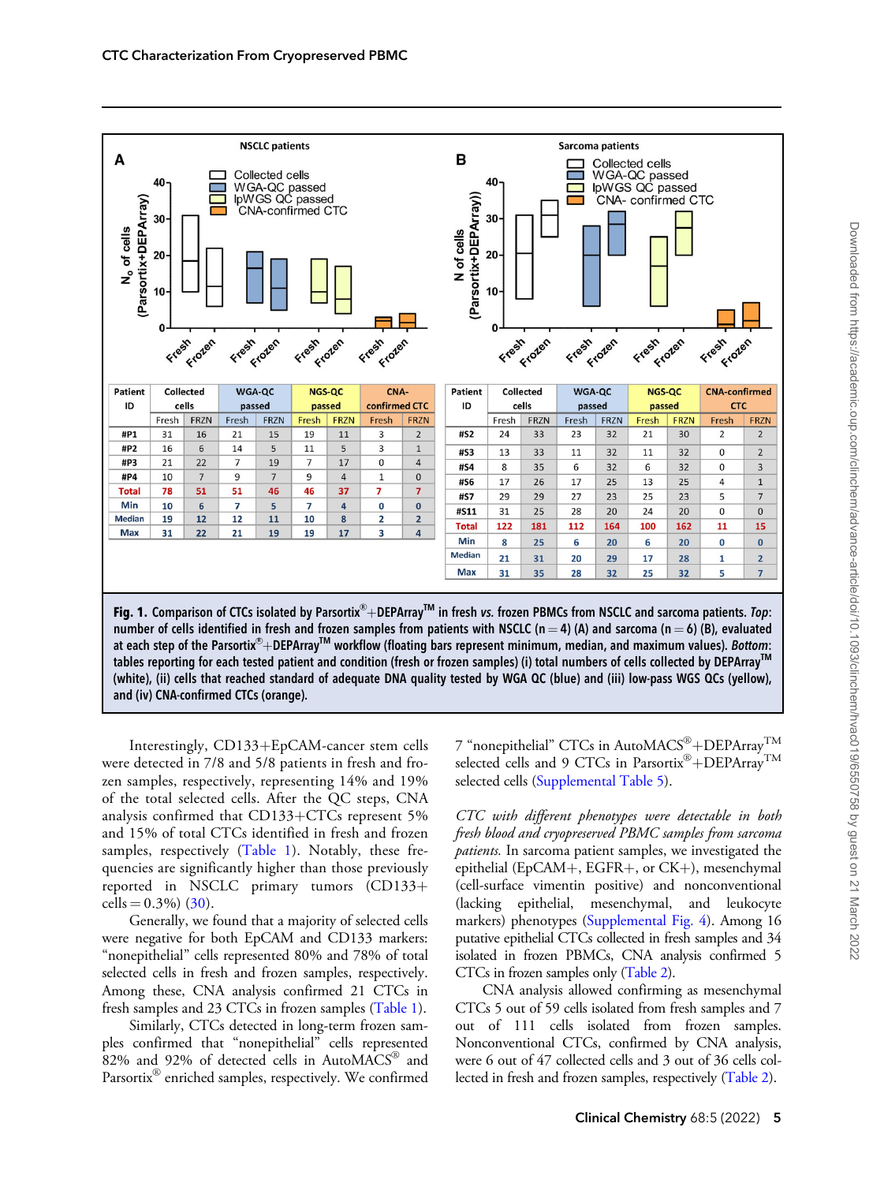**NSCLC patients**

| Patient ID | Collected cells | | WGA-QC passed | | NGS-QC passed | | CNA-confirmed CTC | |
|---|---|---|---|---|---|---|---|---|
| | Fresh | FRZN | Fresh | FRZN | Fresh | FRZN | Fresh | FRZN |
| #P1 | 31 | 16 | 21 | 15 | 19 | 11 | 3 | 2 |
| #P2 | 16 | 6 | 14 | 5 | 11 | 5 | 3 | 1 |
| #P3 | 21 | 22 | 7 | 19 | 7 | 17 | 0 | 4 |
| #P4 | 10 | 7 | 9 | 7 | 9 | 4 | 1 | 0 |
| Total | 78 | 51 | 51 | 46 | 46 | 37 | 7 | 7 |
| Min | 10 | 6 | 7 | 5 | 7 | 4 | 0 | 0 |
| Median | 19 | 12 | 12 | 11 | 10 | 8 | 2 | 2 |
| Max | 31 | 22 | 21 | 19 | 19 | 17 | 3 | 4 |

**Sarcoma patients**

| Patient ID | Collected cells | | WGA-QC passed | | NGS-QC passed | | CNA-confirmed CTC | |
|---|---|---|---|---|---|---|---|---|
| | Fresh | FRZN | Fresh | FRZN | Fresh | FRZN | Fresh | FRZN |
| #S2 | 24 | 33 | 23 | 32 | 21 | 30 | 2 | 2 |
| #S3 | 13 | 33 | 11 | 32 | 11 | 32 | 0 | 2 |
| #S4 | 8 | 35 | 6 | 32 | 6 | 32 | 0 | 3 |
| #S6 | 17 | 26 | 17 | 25 | 13 | 25 | 4 | 1 |
| #S7 | 29 | 29 | 27 | 23 | 25 | 23 | 5 | 7 |
| #S11 | 31 | 25 | 28 | 20 | 24 | 20 | 0 | 0 |
| Total | 122 | 181 | 112 | 164 | 100 | 162 | 11 | 15 |
| Min | 8 | 25 | 6 | 20 | 6 | 20 | 0 | 0 |
| Median | 21 | 31 | 20 | 29 | 17 | 28 | 1 | 2 |
| Max | 31 | 35 | 28 | 32 | 25 | 32 | 5 | 7 |

**Fig. 1.** Comparison of CTCs isolated by Parsortix®+DEPArray™ in fresh *vs.* frozen PBMCs from NSCLC and sarcoma patients. *Top*: number of cells identified in fresh and frozen samples from patients with NSCLC (n = 4) (A) and sarcoma (n = 6) (B), evaluated at each step of the Parsortix®+DEPArray™ workflow (floating bars represent minimum, median, and maximum values). *Bottom*: tables reporting for each tested patient and condition (fresh or frozen samples) (i) total numbers of cells collected by DEPArray™ (white), (ii) cells that reached standard of adequate DNA quality tested by WGA QC (blue) and (iii) low-pass WGS QCs (yellow), and (iv) CNA-confirmed CTCs (orange).

Interestingly, CD133+EpCAM-cancer stem cells were detected in 7/8 and 5/8 patients in fresh and frozen samples, respectively, representing 14% and 19% of the total selected cells. After the QC steps, CNA analysis confirmed that CD133+CTCs represent 5% and 15% of total CTCs identified in fresh and frozen samples, respectively (Table 1). Notably, these frequencies are significantly higher than those previously reported in NSCLC primary tumors (CD133+ cells = 0.3%) (30).

Generally, we found that a majority of selected cells were negative for both EpCAM and CD133 markers: "nonepithelial" cells represented 80% and 78% of total selected cells in fresh and frozen samples, respectively. Among these, CNA analysis confirmed 21 CTCs in fresh samples and 23 CTCs in frozen samples (Table 1).

Similarly, CTCs detected in long-term frozen samples confirmed that "nonepithelial" cells represented 82% and 92% of detected cells in AutoMACS® and Parsortix® enriched samples, respectively. We confirmed 7 "nonepithelial" CTCs in AutoMACS®+DEPArray™ selected cells and 9 CTCs in Parsortix®+DEPArray™ selected cells (Supplemental Table 5).

*CTC with different phenotypes were detectable in both fresh blood and cryopreserved PBMC samples from sarcoma patients.* In sarcoma patient samples, we investigated the epithelial (EpCAM+, EGFR+, or CK+), mesenchymal (cell-surface vimentin positive) and nonconventional (lacking epithelial, mesenchymal, and leukocyte markers) phenotypes (Supplemental Fig. 4). Among 16 putative epithelial CTCs collected in fresh samples and 34 isolated in frozen PBMCs, CNA analysis confirmed 5 CTCs in frozen samples only (Table 2).

CNA analysis allowed confirming as mesenchymal CTCs 5 out of 59 cells isolated from fresh samples and 7 out of 111 cells isolated from frozen samples. Nonconventional CTCs, confirmed by CNA analysis, were 6 out of 47 collected cells and 3 out of 36 cells collected in fresh and frozen samples, respectively (Table 2).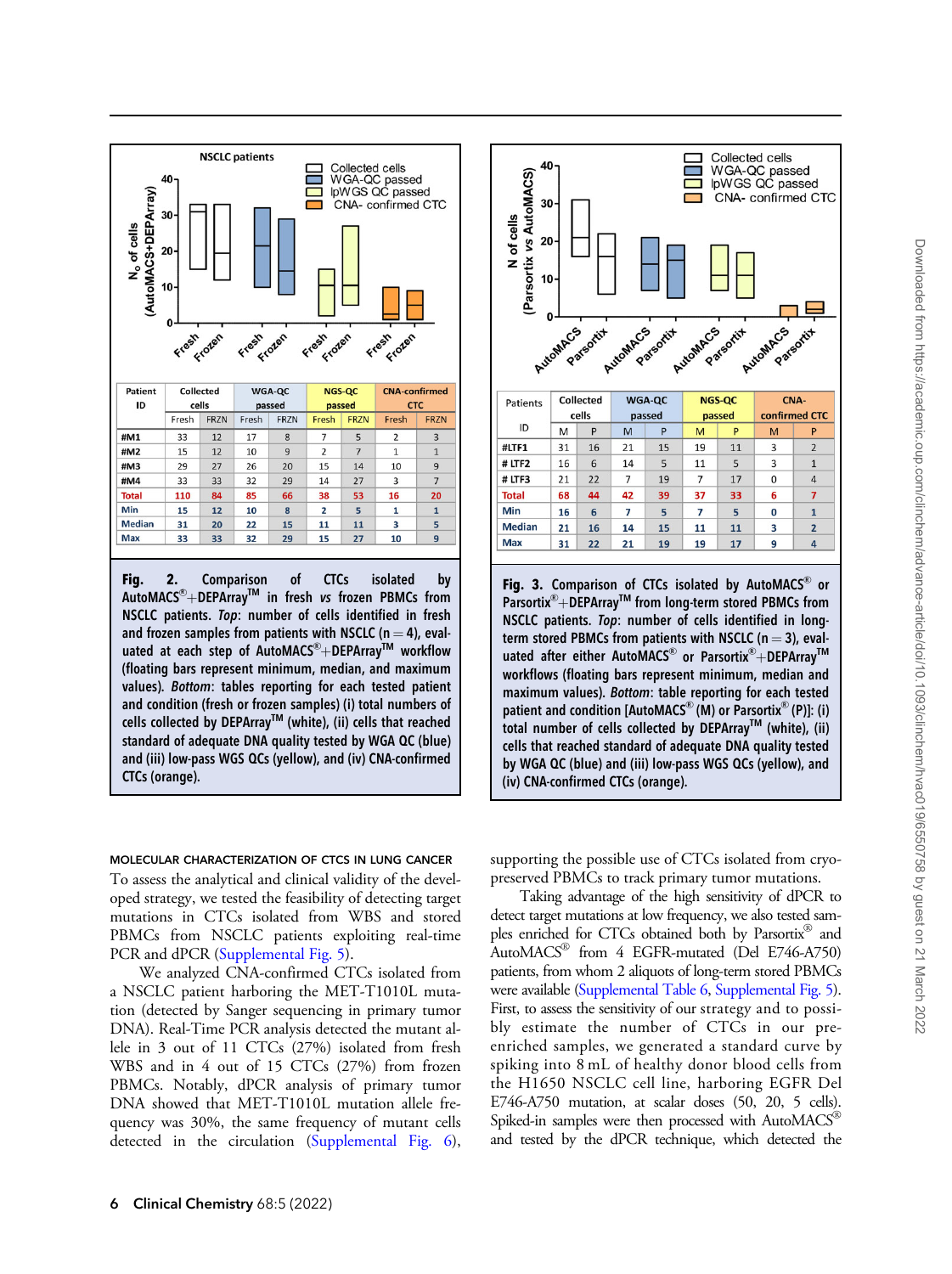**Fig. 2.** Comparison of CTCs isolated by AutoMACS®+DEPArray™ in fresh *vs* frozen PBMCs from NSCLC patients. *Top*: number of cells identified in fresh and frozen samples from patients with NSCLC (n = 4), evaluated at each step of AutoMACS®+DEPArray™ workflow (floating bars represent minimum, median, and maximum values). *Bottom*: tables reporting for each tested patient and condition (fresh or frozen samples) (i) total numbers of cells collected by DEPArray™ (white), (ii) cells that reached standard of adequate DNA quality tested by WGA QC (blue) and (iii) low-pass WGS QCs (yellow), and (iv) CNA-confirmed CTCs (orange).

| Patient ID | Collected cells | | WGA-QC passed | | NGS-QC passed | | CNA-confirmed CTC | |
|---|---|---|---|---|---|---|---|---|
| | Fresh | FRZN | Fresh | FRZN | Fresh | FRZN | Fresh | FRZN |
| #M1 | 33 | 12 | 17 | 8 | 7 | 5 | 2 | 3 |
| #M2 | 15 | 12 | 10 | 9 | 2 | 7 | 1 | 1 |
| #M3 | 29 | 27 | 26 | 20 | 15 | 14 | 10 | 9 |
| #M4 | 33 | 33 | 32 | 29 | 14 | 27 | 3 | 7 |
| Total | 110 | 84 | 85 | 66 | 38 | 53 | 16 | 20 |
| Min | 15 | 12 | 10 | 8 | 2 | 5 | 1 | 1 |
| Median | 31 | 20 | 22 | 15 | 11 | 11 | 3 | 5 |
| Max | 33 | 33 | 32 | 29 | 15 | 27 | 10 | 9 |

**Fig. 3.** Comparison of CTCs isolated by AutoMACS® or Parsortix®+DEPArray™ from long-term stored PBMCs from NSCLC patients. *Top*: number of cells identified in long-term stored PBMCs from patients with NSCLC (n = 3), evaluated after either AutoMACS® or Parsortix®+DEPArray™ workflows (floating bars represent minimum, median and maximum values). *Bottom*: table reporting for each tested patient and condition [AutoMACS® (M) or Parsortix® (P)]: (i) total number of cells collected by DEPArray™ (white), (ii) cells that reached standard of adequate DNA quality tested by WGA QC (blue) and (iii) low-pass WGS QCs (yellow), and (iv) CNA-confirmed CTCs (orange).

| Patients ID | Collected cells | | WGA-QC passed | | NGS-QC passed | | CNA-confirmed CTC | |
|---|---|---|---|---|---|---|---|---|
| | M | P | M | P | M | P | M | P |
| #LTF1 | 31 | 16 | 21 | 15 | 19 | 11 | 3 | 2 |
| # LTF2 | 16 | 6 | 14 | 5 | 11 | 5 | 3 | 1 |
| # LTF3 | 21 | 22 | 7 | 19 | 7 | 17 | 0 | 4 |
| Total | 68 | 44 | 42 | 39 | 37 | 33 | 6 | 7 |
| Min | 16 | 6 | 7 | 5 | 7 | 5 | 0 | 1 |
| Median | 21 | 16 | 14 | 15 | 11 | 11 | 3 | 2 |
| Max | 31 | 22 | 21 | 19 | 19 | 17 | 9 | 4 |

### MOLECULAR CHARACTERIZATION OF CTCS IN LUNG CANCER

To assess the analytical and clinical validity of the developed strategy, we tested the feasibility of detecting target mutations in CTCs isolated from WBS and stored PBMCs from NSCLC patients exploiting real-time PCR and dPCR (Supplemental Fig. 5).

We analyzed CNA-confirmed CTCs isolated from a NSCLC patient harboring the MET-T1010L mutation (detected by Sanger sequencing in primary tumor DNA). Real-Time PCR analysis detected the mutant allele in 3 out of 11 CTCs (27%) isolated from fresh WBS and in 4 out of 15 CTCs (27%) from frozen PBMCs. Notably, dPCR analysis of primary tumor DNA showed that MET-T1010L mutation allele frequency was 30%, the same frequency of mutant cells detected in the circulation (Supplemental Fig. 6), supporting the possible use of CTCs isolated from cryopreserved PBMCs to track primary tumor mutations.

Taking advantage of the high sensitivity of dPCR to detect target mutations at low frequency, we also tested samples enriched for CTCs obtained both by Parsortix® and AutoMACS® from 4 EGFR-mutated (Del E746-A750) patients, from whom 2 aliquots of long-term stored PBMCs were available (Supplemental Table 6, Supplemental Fig. 5). First, to assess the sensitivity of our strategy and to possibly estimate the number of CTCs in our pre-enriched samples, we generated a standard curve by spiking into 8 mL of healthy donor blood cells from the H1650 NSCLC cell line, harboring EGFR Del E746-A750 mutation, at scalar doses (50, 20, 5 cells). Spiked-in samples were then processed with AutoMACS® and tested by the dPCR technique, which detected the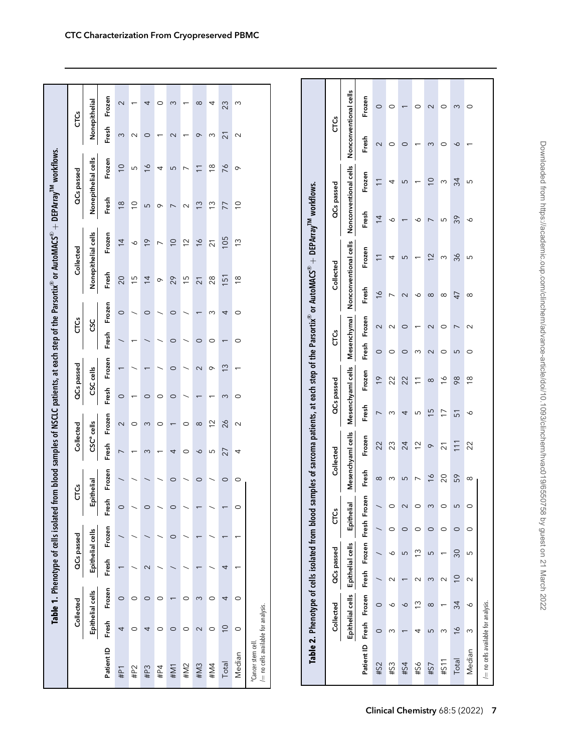**Table 1.** Phenotype of cells isolated from blood samples of NSCLC patients, at each step of the Parsortix® or AutoMACS® + DEPArray™ workflows.

| | Collected | | QCs passed | | CTCs | | Collected | | QCs passed | | CTCs | | Collected | | QCs passed | | CTCs | |
|---|---|---|---|---|---|---|---|---|---|---|---|---|---|---|---|---|---|---|
| | Epithelial cells | | Epithelial cells | | Epithelial | | CSC[a] cells | | CSC cells | | CSC | | Nonepithelial cells | | Nonepithelial cells | | Nonepithelial | |
| Patient ID | Fresh | Frozen | Fresh | Frozen | Fresh | Frozen | Fresh | Frozen | Fresh | Frozen | Fresh | Frozen | Fresh | Frozen | Fresh | Frozen | Fresh | Frozen |
| #P1 | 4 | 0 | 1 | / | 0 | / | 7 | 2 | 0 | 1 | / | 0 | 20 | 14 | 18 | 10 | 3 | 2 |
| #P2 | 0 | 0 | / | / | / | / | 1 | 0 | 1 | / | 1 | / | 15 | 6 | 10 | 5 | 2 | 1 |
| #P3 | 4 | 0 | 2 | / | 0 | / | 3 | 3 | 0 | 1 | / | 0 | 14 | 19 | 5 | 16 | 0 | 4 |
| #P4 | 0 | 0 | / | / | / | / | 1 | 0 | 0 | / | / | / | 9 | 7 | 9 | 4 | 1 | 0 |
| #M1 | 0 | 1 | / | 0 | / | 0 | 4 | 1 | 0 | 0 | 0 | 0 | 29 | 10 | 7 | 5 | 2 | 3 |
| #M2 | 0 | 0 | / | / | / | / | 0 | 0 | / | / | / | / | 15 | 12 | 2 | 7 | 1 | 1 |
| #M3 | 2 | 3 | 1 | 1 | 1 | 0 | 6 | 8 | 1 | 2 | 0 | 1 | 21 | 16 | 13 | 11 | 9 | 8 |
| #M4 | 0 | 0 | / | / | / | / | 5 | 12 | 1 | 9 | 0 | 3 | 28 | 21 | 13 | 18 | 3 | 4 |
| Total | 10 | 4 | 4 | 1 | 1 | 0 | 27 | 26 | 3 | 13 | 1 | 4 | 151 | 105 | 77 | 76 | 21 | 23 |
| Median | 0 | 0 | 1 | 1 | 0 | 0 | 4 | 2 | 0 | 1 | 0 | 0 | 18 | 13 | 10 | 9 | 2 | 3 |

[a]Cancer stem cell.
/= no cells available for analysis.

**Table 2.** Phenotype of cells isolated from blood samples of sarcoma patients, at each step of the Parsortix® or AutoMACS® + DEPArray™ workflows.

| | Collected | | QCs passed | | CTCs | | Collected | | QCs passed | | CTCs | | Collected | | QCs passed | | CTCs | |
|---|---|---|---|---|---|---|---|---|---|---|---|---|---|---|---|---|---|---|
| | Epithelial cells | | Epithelial cells | | Epithelial | | Mesenchyaml cells | | Mesenchyaml cells | | Mesenchymal | | Nonconventional cells | | Nonconventional cells | | Nonconventional cells | |
| Patient ID | Fresh | Frozen | Fresh | Frozen | Fresh | Frozen | Fresh | Frozen | Fresh | Frozen | Fresh | Frozen | Fresh | Frozen | Fresh | Frozen | Fresh | Frozen |
| #S2 | 0 | 0 | / | / | / | / | 8 | 22 | 7 | 19 | 0 | 2 | 16 | 11 | 14 | 11 | 2 | 0 |
| #S3 | 3 | 6 | 2 | 6 | 0 | 0 | 3 | 23 | 3 | 22 | 0 | 2 | 7 | 4 | 6 | 4 | 0 | 0 |
| #S4 | 1 | 6 | 1 | 5 | 0 | 2 | 5 | 24 | 4 | 22 | 0 | 0 | 2 | 5 | 1 | 5 | 0 | 1 |
| #S6 | 4 | 13 | 2 | 13 | 0 | 0 | 7 | 12 | 5 | 11 | 3 | 1 | 6 | 1 | 6 | 1 | 1 | 0 |
| #S7 | 5 | 8 | 3 | 5 | 0 | 3 | 16 | 9 | 15 | 8 | 2 | 2 | 8 | 12 | 7 | 10 | 3 | 2 |
| #S11 | 3 | 1 | 2 | 1 | 0 | 0 | 20 | 21 | 17 | 16 | 0 | 0 | 8 | 3 | 5 | 3 | 0 | 0 |
| Total | 16 | 34 | 10 | 30 | 0 | 5 | 59 | 111 | 51 | 98 | 5 | 7 | 47 | 36 | 39 | 34 | 6 | 3 |
| Median | 3 | 6 | 2 | 5 | 0 | 0 | 8 | 22 | 6 | 18 | 0 | 2 | 8 | 5 | 6 | 5 | 1 | 0 |

/= no cells available for analysis.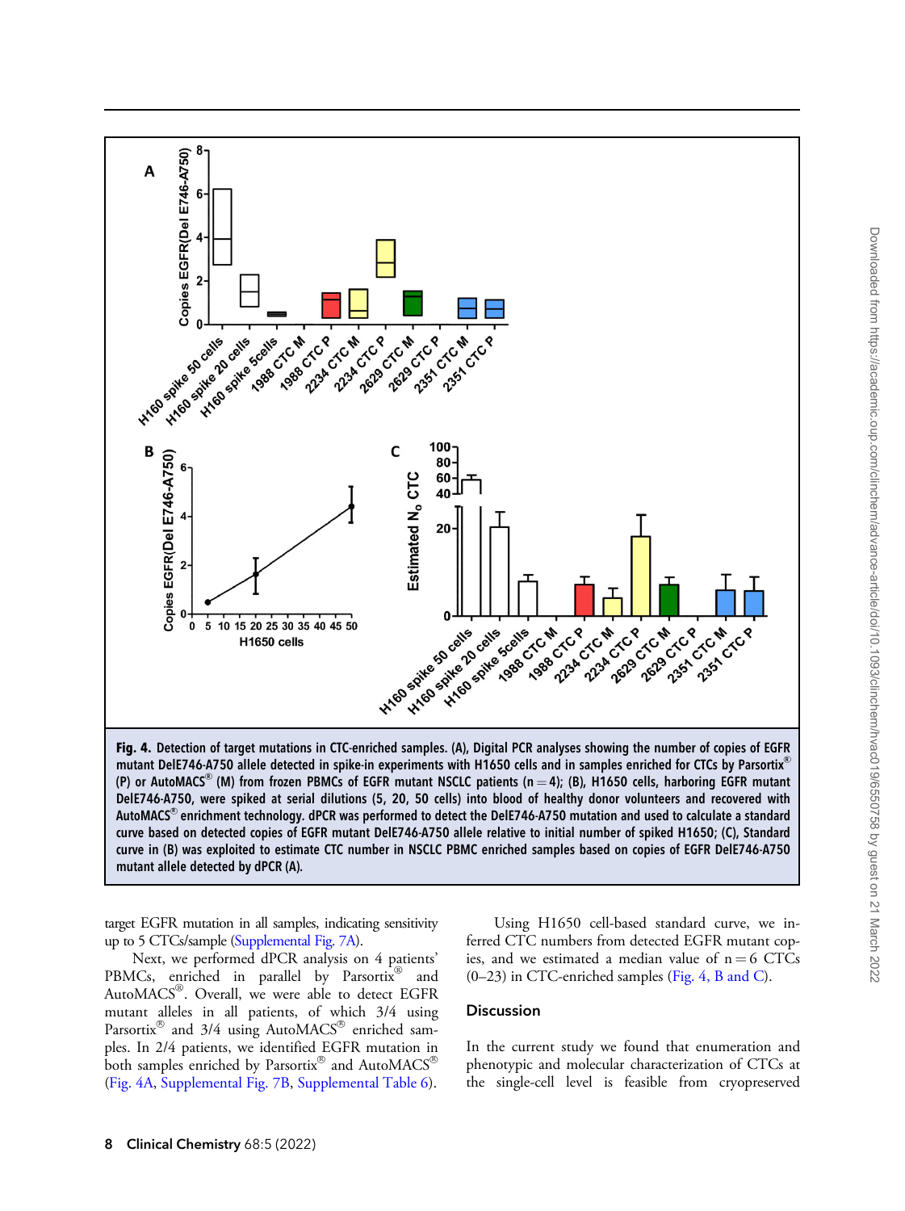Fig. 4. Detection of target mutations in CTC-enriched samples. (A), Digital PCR analyses showing the number of copies of EGFR mutant DelE746-A750 allele detected in spike-in experiments with H1650 cells and in samples enriched for CTCs by Parsortix® (P) or AutoMACS® (M) from frozen PBMCs of EGFR mutant NSCLC patients (n = 4); (B), H1650 cells, harboring EGFR mutant DelE746-A750, were spiked at serial dilutions (5, 20, 50 cells) into blood of healthy donor volunteers and recovered with AutoMACS® enrichment technology. dPCR was performed to detect the DelE746-A750 mutation and used to calculate a standard curve based on detected copies of EGFR mutant DelE746-A750 allele relative to initial number of spiked H1650; (C), Standard curve in (B) was exploited to estimate CTC number in NSCLC PBMC enriched samples based on copies of EGFR DelE746-A750 mutant allele detected by dPCR (A).

target EGFR mutation in all samples, indicating sensitivity up to 5 CTCs/sample (Supplemental Fig. 7A).

Next, we performed dPCR analysis on 4 patients' PBMCs, enriched in parallel by Parsortix® and AutoMACS®. Overall, we were able to detect EGFR mutant alleles in all patients, of which 3/4 using Parsortix® and 3/4 using AutoMACS® enriched samples. In 2/4 patients, we identified EGFR mutation in both samples enriched by Parsortix® and AutoMACS® (Fig. 4A, Supplemental Fig. 7B, Supplemental Table 6).

Using H1650 cell-based standard curve, we inferred CTC numbers from detected EGFR mutant copies, and we estimated a median value of n = 6 CTCs (0–23) in CTC-enriched samples (Fig. 4, B and C).

## Discussion

In the current study we found that enumeration and phenotypic and molecular characterization of CTCs at the single-cell level is feasible from cryopreserved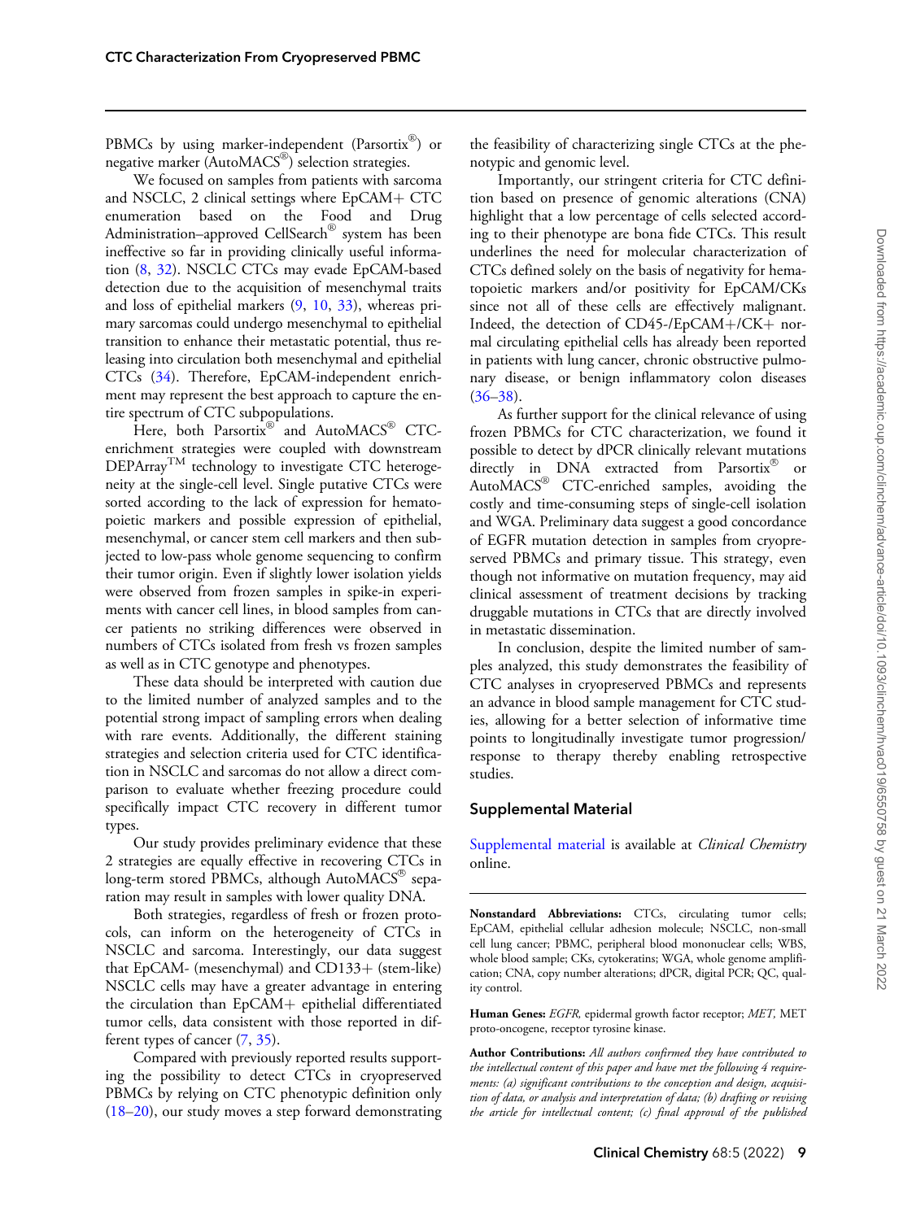PBMCs by using marker-independent (Parsortix®) or negative marker (AutoMACS®) selection strategies.

We focused on samples from patients with sarcoma and NSCLC, 2 clinical settings where EpCAM+ CTC enumeration based on the Food and Drug Administration–approved CellSearch® system has been ineffective so far in providing clinically useful information (8, 32). NSCLC CTCs may evade EpCAM-based detection due to the acquisition of mesenchymal traits and loss of epithelial markers (9, 10, 33), whereas primary sarcomas could undergo mesenchymal to epithelial transition to enhance their metastatic potential, thus releasing into circulation both mesenchymal and epithelial CTCs (34). Therefore, EpCAM-independent enrichment may represent the best approach to capture the entire spectrum of CTC subpopulations.

Here, both Parsortix® and AutoMACS® CTC-enrichment strategies were coupled with downstream DEPArray™ technology to investigate CTC heterogeneity at the single-cell level. Single putative CTCs were sorted according to the lack of expression for hematopoietic markers and possible expression of epithelial, mesenchymal, or cancer stem cell markers and then subjected to low-pass whole genome sequencing to confirm their tumor origin. Even if slightly lower isolation yields were observed from frozen samples in spike-in experiments with cancer cell lines, in blood samples from cancer patients no striking differences were observed in numbers of CTCs isolated from fresh vs frozen samples as well as in CTC genotype and phenotypes.

These data should be interpreted with caution due to the limited number of analyzed samples and to the potential strong impact of sampling errors when dealing with rare events. Additionally, the different staining strategies and selection criteria used for CTC identification in NSCLC and sarcomas do not allow a direct comparison to evaluate whether freezing procedure could specifically impact CTC recovery in different tumor types.

Our study provides preliminary evidence that these 2 strategies are equally effective in recovering CTCs in long-term stored PBMCs, although AutoMACS® separation may result in samples with lower quality DNA.

Both strategies, regardless of fresh or frozen protocols, can inform on the heterogeneity of CTCs in NSCLC and sarcoma. Interestingly, our data suggest that EpCAM- (mesenchymal) and CD133+ (stem-like) NSCLC cells may have a greater advantage in entering the circulation than EpCAM+ epithelial differentiated tumor cells, data consistent with those reported in different types of cancer (7, 35).

Compared with previously reported results supporting the possibility to detect CTCs in cryopreserved PBMCs by relying on CTC phenotypic definition only (18–20), our study moves a step forward demonstrating the feasibility of characterizing single CTCs at the phenotypic and genomic level.

Importantly, our stringent criteria for CTC definition based on presence of genomic alterations (CNA) highlight that a low percentage of cells selected according to their phenotype are bona fide CTCs. This result underlines the need for molecular characterization of CTCs defined solely on the basis of negativity for hematopoietic markers and/or positivity for EpCAM/CKs since not all of these cells are effectively malignant. Indeed, the detection of CD45-/EpCAM+/CK+ normal circulating epithelial cells has already been reported in patients with lung cancer, chronic obstructive pulmonary disease, or benign inflammatory colon diseases (36–38).

As further support for the clinical relevance of using frozen PBMCs for CTC characterization, we found it possible to detect by dPCR clinically relevant mutations directly in DNA extracted from Parsortix® or AutoMACS® CTC-enriched samples, avoiding the costly and time-consuming steps of single-cell isolation and WGA. Preliminary data suggest a good concordance of EGFR mutation detection in samples from cryopreserved PBMCs and primary tissue. This strategy, even though not informative on mutation frequency, may aid clinical assessment of treatment decisions by tracking druggable mutations in CTCs that are directly involved in metastatic dissemination.

In conclusion, despite the limited number of samples analyzed, this study demonstrates the feasibility of CTC analyses in cryopreserved PBMCs and represents an advance in blood sample management for CTC studies, allowing for a better selection of informative time points to longitudinally investigate tumor progression/response to therapy thereby enabling retrospective studies.

## Supplemental Material

Supplemental material is available at *Clinical Chemistry* online.

---

**Nonstandard Abbreviations:** CTCs, circulating tumor cells; EpCAM, epithelial cellular adhesion molecule; NSCLC, non-small cell lung cancer; PBMC, peripheral blood mononuclear cells; WBS, whole blood sample; CKs, cytokeratins; WGA, whole genome amplification; CNA, copy number alterations; dPCR, digital PCR; QC, quality control.

**Human Genes:** *EGFR,* epidermal growth factor receptor; *MET,* MET proto-oncogene, receptor tyrosine kinase.

**Author Contributions:** *All authors confirmed they have contributed to the intellectual content of this paper and have met the following 4 requirements: (a) significant contributions to the conception and design, acquisition of data, or analysis and interpretation of data; (b) drafting or revising the article for intellectual content; (c) final approval of the published*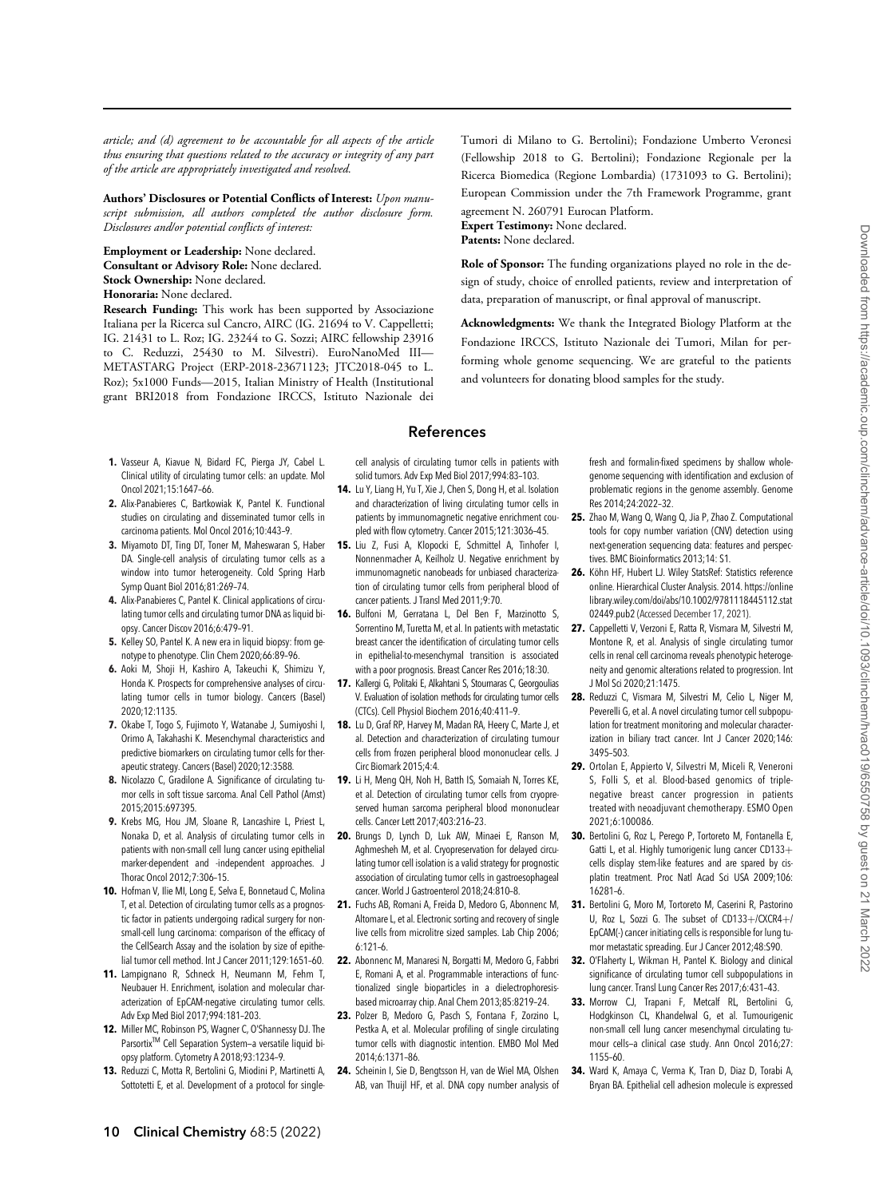*article; and (d) agreement to be accountable for all aspects of the article thus ensuring that questions related to the accuracy or integrity of any part of the article are appropriately investigated and resolved.*

**Authors' Disclosures or Potential Conflicts of Interest:** *Upon manuscript submission, all authors completed the author disclosure form. Disclosures and/or potential conflicts of interest:*

**Employment or Leadership:** None declared.
**Consultant or Advisory Role:** None declared.
**Stock Ownership:** None declared.
**Honoraria:** None declared.
**Research Funding:** This work has been supported by Associazione Italiana per la Ricerca sul Cancro, AIRC (IG. 21694 to V. Cappelletti; IG. 21431 to L. Roz; IG. 23244 to G. Sozzi; AIRC fellowship 23916 to C. Reduzzi, 25430 to M. Silvestri). EuroNanoMed III—METASTARG Project (ERP-2018-23671123; JTC2018-045 to L. Roz); 5x1000 Funds—2015, Italian Ministry of Health (Institutional grant BRI2018 from Fondazione IRCCS, Istituto Nazionale dei Tumori di Milano to G. Bertolini); Fondazione Umberto Veronesi (Fellowship 2018 to G. Bertolini); Fondazione Regionale per la Ricerca Biomedica (Regione Lombardia) (1731093 to G. Bertolini); European Commission under the 7th Framework Programme, grant agreement N. 260791 Eurocan Platform.
**Expert Testimony:** None declared.
**Patents:** None declared.

**Role of Sponsor:** The funding organizations played no role in the design of study, choice of enrolled patients, review and interpretation of data, preparation of manuscript, or final approval of manuscript.

**Acknowledgments:** We thank the Integrated Biology Platform at the Fondazione IRCCS, Istituto Nazionale dei Tumori, Milan for performing whole genome sequencing. We are grateful to the patients and volunteers for donating blood samples for the study.

## References

1. Vasseur A, Kiavue N, Bidard FC, Pierga JY, Cabel L. Clinical utility of circulating tumor cells: an update. Mol Oncol 2021;15:1647–66.
2. Alix-Panabieres C, Bartkowiak K, Pantel K. Functional studies on circulating and disseminated tumor cells in carcinoma patients. Mol Oncol 2016;10:443–9.
3. Miyamoto DT, Ting DT, Toner M, Maheswaran S, Haber DA. Single-cell analysis of circulating tumor cells as a window into tumor heterogeneity. Cold Spring Harb Symp Quant Biol 2016;81:269–74.
4. Alix-Panabieres C, Pantel K. Clinical applications of circulating tumor cells and circulating tumor DNA as liquid biopsy. Cancer Discov 2016;6:479–91.
5. Kelley SO, Pantel K. A new era in liquid biopsy: from genotype to phenotype. Clin Chem 2020;66:89–96.
6. Aoki M, Shoji H, Kashiro A, Takeuchi K, Shimizu Y, Honda K. Prospects for comprehensive analyses of circulating tumor cells in tumor biology. Cancers (Basel) 2020;12:1135.
7. Okabe T, Togo S, Fujimoto Y, Watanabe J, Sumiyoshi I, Orimo A, Takahashi K. Mesenchymal characteristics and predictive biomarkers on circulating tumor cells for therapeutic strategy. Cancers (Basel) 2020;12:3588.
8. Nicolazzo C, Gradilone A. Significance of circulating tumor cells in soft tissue sarcoma. Anal Cell Pathol (Amst) 2015;2015:697395.
9. Krebs MG, Hou JM, Sloane R, Lancashire L, Priest L, Nonaka D, et al. Analysis of circulating tumor cells in patients with non-small cell lung cancer using epithelial marker-dependent and -independent approaches. J Thorac Oncol 2012;7:306–15.
10. Hofman V, Ilie MI, Long E, Selva E, Bonnetaud C, Molina T, et al. Detection of circulating tumor cells as a prognostic factor in patients undergoing radical surgery for non-small-cell lung carcinoma: comparison of the efficacy of the CellSearch Assay and the isolation by size of epithelial tumor cell method. Int J Cancer 2011;129:1651–60.
11. Lampignano R, Schneck H, Neumann M, Fehm T, Neubauer H. Enrichment, isolation and molecular characterization of EpCAM-negative circulating tumor cells. Adv Exp Med Biol 2017;994:181–203.
12. Miller MC, Robinson PS, Wagner C, O'Shannessy DJ. The Parsortix™ Cell Separation System–a versatile liquid biopsy platform. Cytometry A 2018;93:1234–9.
13. Reduzzi C, Motta R, Bertolini G, Miodini P, Martinetti A, Sottotetti E, et al. Development of a protocol for single-cell analysis of circulating tumor cells in patients with solid tumors. Adv Exp Med Biol 2017;994:83–103.
14. Lu Y, Liang H, Yu T, Xie J, Chen S, Dong H, et al. Isolation and characterization of living circulating tumor cells in patients by immunomagnetic negative enrichment coupled with flow cytometry. Cancer 2015;121:3036–45.
15. Liu Z, Fusi A, Klopocki E, Schmittel A, Tinhofer I, Nonnenmacher A, Keilholz U. Negative enrichment by immunomagnetic nanobeads for unbiased characterization of circulating tumor cells from peripheral blood of cancer patients. J Transl Med 2011;9:70.
16. Bulfoni M, Gerratana L, Del Ben F, Marzinotto S, Sorrentino M, Turetta M, et al. In patients with metastatic breast cancer the identification of circulating tumor cells in epithelial-to-mesenchymal transition is associated with a poor prognosis. Breast Cancer Res 2016;18:30.
17. Kallergi G, Politaki E, Alkahtani S, Stournaras C, Georgoulias V. Evaluation of isolation methods for circulating tumor cells (CTCs). Cell Physiol Biochem 2016;40:411–9.
18. Lu D, Graf RP, Harvey M, Madan RA, Heery C, Marte J, et al. Detection and characterization of circulating tumour cells from frozen peripheral blood mononuclear cells. J Circ Biomark 2015;4:4.
19. Li H, Meng QH, Noh H, Batth IS, Somaiah N, Torres KE, et al. Detection of circulating tumor cells from cryopreserved human sarcoma peripheral blood mononuclear cells. Cancer Lett 2017;403:216–23.
20. Brungs D, Lynch D, Luk AW, Minaei E, Ranson M, Aghmesheh M, et al. Cryopreservation for delayed circulating tumor cell isolation is a valid strategy for prognostic association of circulating tumor cells in gastroesophageal cancer. World J Gastroenterol 2018;24:810–8.
21. Fuchs AB, Romani A, Freida D, Medoro G, Abonnenc M, Altomare L, et al. Electronic sorting and recovery of single live cells from microlitre sized samples. Lab Chip 2006; 6:121–6.
22. Abonnenc M, Manaresi N, Borgatti M, Medoro G, Fabbri E, Romani A, et al. Programmable interactions of functionalized single bioparticles in a dielectrophoresis-based microarray chip. Anal Chem 2013;85:8219–24.
23. Polzer B, Medoro G, Pasch S, Fontana F, Zorzino L, Pestka A, et al. Molecular profiling of single circulating tumor cells with diagnostic intention. EMBO Mol Med 2014;6:1371–86.
24. Scheinin I, Sie D, Bengtsson H, van de Wiel MA, Olshen AB, van Thuijl HF, et al. DNA copy number analysis of fresh and formalin-fixed specimens by shallow whole-genome sequencing with identification and exclusion of problematic regions in the genome assembly. Genome Res 2014;24:2022–32.
25. Zhao M, Wang Q, Wang Q, Jia P, Zhao Z. Computational tools for copy number variation (CNV) detection using next-generation sequencing data: features and perspectives. BMC Bioinformatics 2013;14: S1.
26. Köhn HF, Hubert LJ. Wiley StatsRef: Statistics reference online. Hierarchical Cluster Analysis. 2014. https://onlinelibrary.wiley.com/doi/abs/10.1002/9781118445112.stat02449.pub2 (Accessed December 17, 2021).
27. Cappelletti V, Verzoni E, Ratta R, Vismara M, Silvestri M, Montone R, et al. Analysis of single circulating tumor cells in renal cell carcinoma reveals phenotypic heterogeneity and genomic alterations related to progression. Int J Mol Sci 2020;21:1475.
28. Reduzzi C, Vismara M, Silvestri M, Celio L, Niger M, Peverelli G, et al. A novel circulating tumor cell subpopulation for treatment monitoring and molecular characterization in biliary tract cancer. Int J Cancer 2020;146: 3495–503.
29. Ortolan E, Appierto V, Silvestri M, Miceli R, Veneroni S, Folli S, et al. Blood-based genomics of triple-negative breast cancer progression in patients treated with neoadjuvant chemotherapy. ESMO Open 2021;6:100086.
30. Bertolini G, Roz L, Perego P, Tortoreto M, Fontanella E, Gatti L, et al. Highly tumorigenic lung cancer CD133+ cells display stem-like features and are spared by cisplatin treatment. Proc Natl Acad Sci USA 2009;106: 16281–6.
31. Bertolini G, Moro M, Tortoreto M, Caserini R, Pastorino U, Roz L, Sozzi G. The subset of CD133+/CXCR4+/EpCAM(-) cancer initiating cells is responsible for lung tumor metastatic spreading. Eur J Cancer 2012;48:S90.
32. O'Flaherty L, Wikman H, Pantel K. Biology and clinical significance of circulating tumor cell subpopulations in lung cancer. Transl Lung Cancer Res 2017;6:431–43.
33. Morrow CJ, Trapani F, Metcalf RL, Bertolini G, Hodgkinson CL, Khandelwal G, et al. Tumourigenic non-small cell lung cancer mesenchymal circulating tumour cells–a clinical case study. Ann Oncol 2016;27: 1155–60.
34. Ward K, Amaya C, Verma K, Tran D, Diaz D, Torabi A, Bryan BA. Epithelial cell adhesion molecule is expressed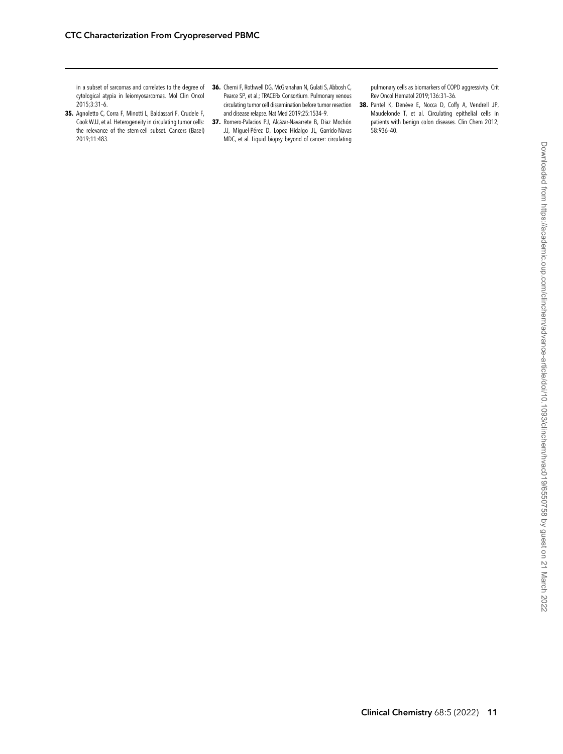in a subset of sarcomas and correlates to the degree of cytological atypia in leiomyosarcomas. Mol Clin Oncol 2015;3:31–6.

**35.** Agnoletto C, Corra F, Minotti L, Baldassari F, Crudele F, Cook WJJ, et al. Heterogeneity in circulating tumor cells: the relevance of the stem-cell subset. Cancers (Basel) 2019;11:483.

**36.** Chemi F, Rothwell DG, McGranahan N, Gulati S, Abbosh C, Pearce SP, et al.; TRACERx Consortium. Pulmonary venous circulating tumor cell dissemination before tumor resection and disease relapse. Nat Med 2019;25:1534–9.

**37.** Romero-Palacios PJ, Alcázar-Navarrete B, Diaz Mochón JJ, Miguel-Pérez D, Lopez Hidalgo JL, Garrido-Navas MDC, et al. Liquid biopsy beyond of cancer: circulating pulmonary cells as biomarkers of COPD aggressivity. Crit Rev Oncol Hematol 2019;136:31–36.

**38.** Pantel K, Denève E, Nocca D, Coffy A, Vendrell JP, Maudelonde T, et al. Circulating epithelial cells in patients with benign colon diseases. Clin Chem 2012; 58:936–40.